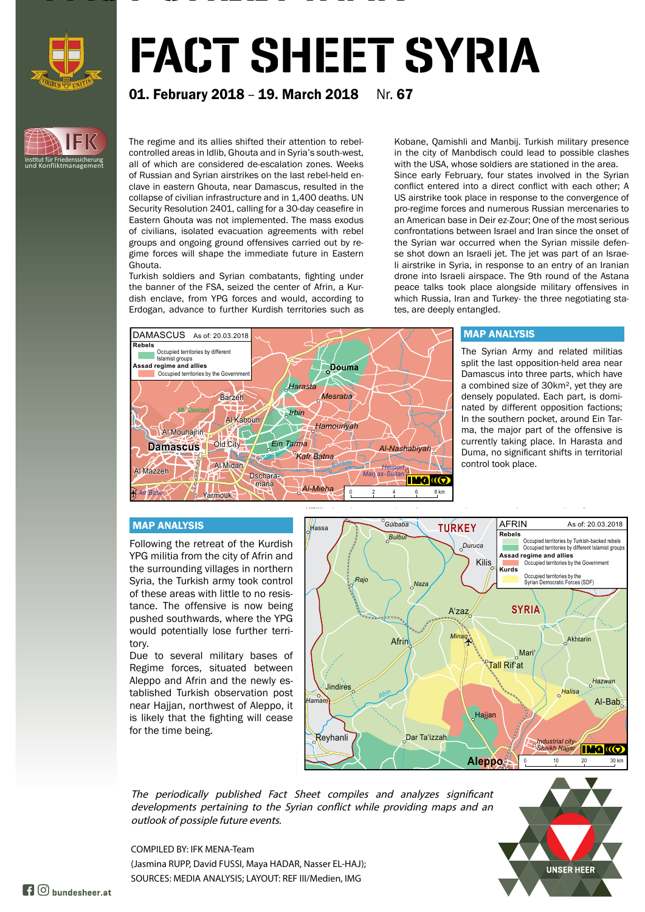# FACT SHEET SYRIA

**01. February 2018 – 19. March 2018** Nr. **67**

The regime and its allies shifted their attention to rebel-controlled areas in Idlib, Ghouta and in Syria's south-west, all of which are considered de-escalation zones. Weeks of Russian and Syrian airstrikes on the last rebel-held enclave in eastern Ghouta, near Damascus, resulted in the collapse of civilian infrastructure and in 1,400 deaths. UN Security Resolution 2401, calling for a 30-day ceasefire in Eastern Ghouta was not implemented. The mass exodus of civilians, isolated evacuation agreements with rebel groups and ongoing ground offensives carried out by regime forces will shape the immediate future in Eastern Ghouta.

Turkish soldiers and Syrian combatants, fighting under the banner of the FSA, seized the center of Afrin, a Kurdish enclave, from YPG forces and would, according to Erdogan, advance to further Kurdish territories such as Kobane, Qamishli and Manbij. Turkish military presence in the city of Manbdisch could lead to possible clashes with the USA, whose soldiers are stationed in the area.

Since early February, four states involved in the Syrian conflict entered into a direct conflict with each other; A US airstrike took place in response to the convergence of pro-regime forces and numerous Russian mercenaries to an American base in Deir ez-Zour; One of the most serious confrontations between Israel and Iran since the onset of the Syrian war occurred when the Syrian missile defense shot down an Israeli jet. The jet was part of an Israeli airstrike in Syria, in response to an entry of an Iranian drone into Israeli airspace. The 9th round of the Astana peace talks took place alongside military offensives in which Russia, Iran and Turkey- the three negotiating states, are deeply entangled.

## MAP ANALYSIS

The Syrian Army and related militias split the last opposition-held area near Damascus into three parts, which have a combined size of 30km², yet they are densely populated. Each part, is dominated by different opposition factions; In the southern pocket, around Ein Tarma, the major part of the offensive is currently taking place. In Harasta and Duma, no significant shifts in territorial control took place.

## MAP ANALYSIS

Following the retreat of the Kurdish YPG militia from the city of Afrin and the surrounding villages in northern Syria, the Turkish army took control of these areas with little to no resistance. The offensive is now being pushed southwards, where the YPG would potentially lose further territory.

Due to several military bases of Regime forces, situated between Aleppo and Afrin and the newly established Turkish observation post near Hajjan, northwest of Aleppo, it is likely that the fighting will cease for the time being.

*The periodically published Fact Sheet compiles and analyzes significant developments pertaining to the Syrian conflict while providing maps and an outlook of possible future events.*

COMPILED BY: IFK MENA-Team
(Jasmina RUPP, David FUSSI, Maya HADAR, Nasser EL-HAJ);
SOURCES: MEDIA ANALYSIS; LAYOUT: REF III/Medien, IMG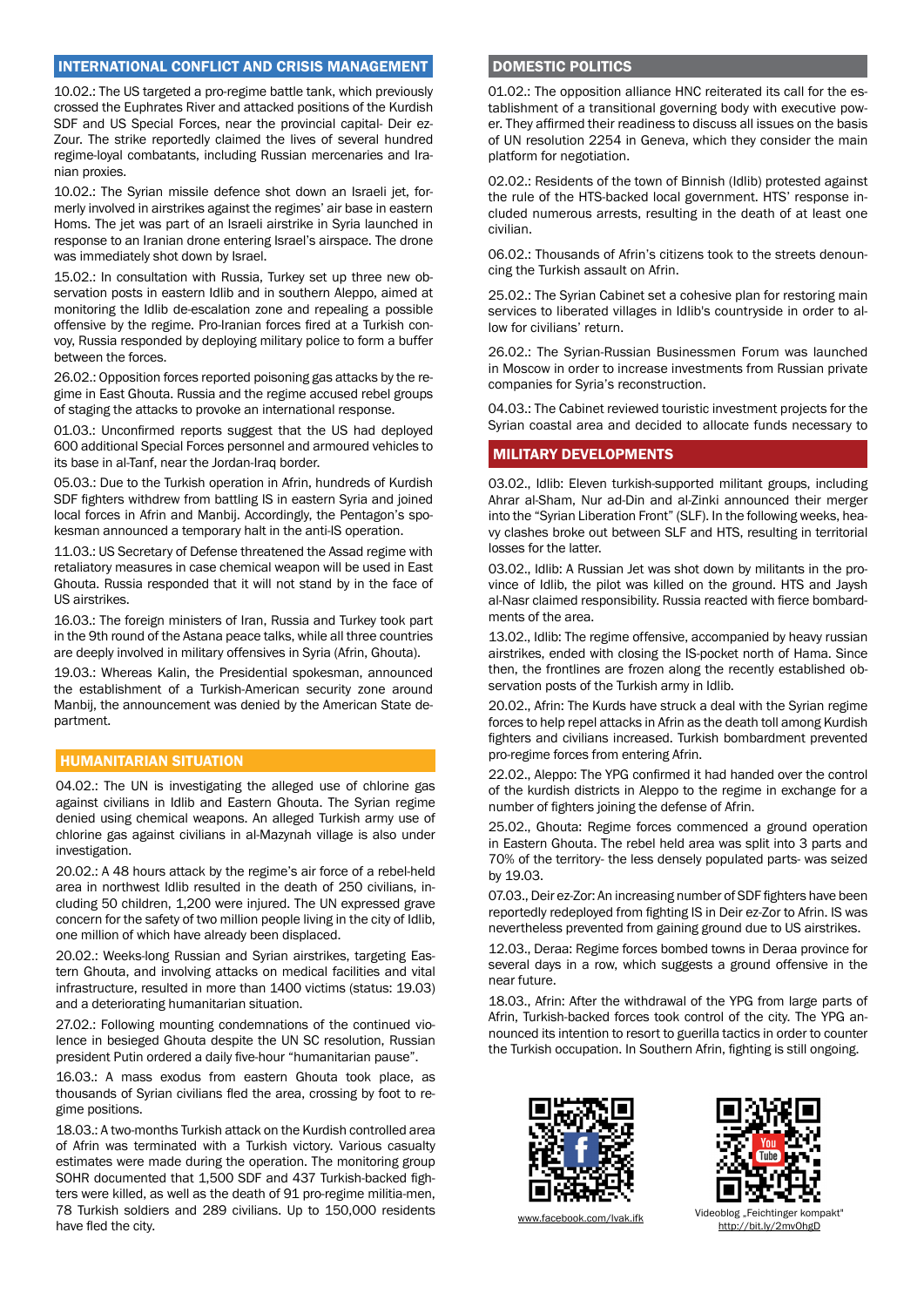## INTERNATIONAL CONFLICT AND CRISIS MANAGEMENT

10.02.: The US targeted a pro-regime battle tank, which previously crossed the Euphrates River and attacked positions of the Kurdish SDF and US Special Forces, near the provincial capital- Deir ez-Zour. The strike reportedly claimed the lives of several hundred regime-loyal combatants, including Russian mercenaries and Iranian proxies.

10.02.: The Syrian missile defence shot down an Israeli jet, formerly involved in airstrikes against the regimes' air base in eastern Homs. The jet was part of an Israeli airstrike in Syria launched in response to an Iranian drone entering Israel's airspace. The drone was immediately shot down by Israel.

15.02.: In consultation with Russia, Turkey set up three new observation posts in eastern Idlib and in southern Aleppo, aimed at monitoring the Idlib de-escalation zone and repealing a possible offensive by the regime. Pro-Iranian forces fired at a Turkish convoy, Russia responded by deploying military police to form a buffer between the forces.

26.02.: Opposition forces reported poisoning gas attacks by the regime in East Ghouta. Russia and the regime accused rebel groups of staging the attacks to provoke an international response.

01.03.: Unconfirmed reports suggest that the US had deployed 600 additional Special Forces personnel and armoured vehicles to its base in al-Tanf, near the Jordan-Iraq border.

05.03.: Due to the Turkish operation in Afrin, hundreds of Kurdish SDF fighters withdrew from battling IS in eastern Syria and joined local forces in Afrin and Manbij. Accordingly, the Pentagon's spokesman announced a temporary halt in the anti-IS operation.

11.03.: US Secretary of Defense threatened the Assad regime with retaliatory measures in case chemical weapon will be used in East Ghouta. Russia responded that it will not stand by in the face of US airstrikes.

16.03.: The foreign ministers of Iran, Russia and Turkey took part in the 9th round of the Astana peace talks, while all three countries are deeply involved in military offensives in Syria (Afrin, Ghouta).

19.03.: Whereas Kalin, the Presidential spokesman, announced the establishment of a Turkish-American security zone around Manbij, the announcement was denied by the American State department.

## HUMANITARIAN SITUATION

04.02.: The UN is investigating the alleged use of chlorine gas against civilians in Idlib and Eastern Ghouta. The Syrian regime denied using chemical weapons. An alleged Turkish army use of chlorine gas against civilians in al-Mazynah village is also under investigation.

20.02.: A 48 hours attack by the regime's air force of a rebel-held area in northwest Idlib resulted in the death of 250 civilians, including 50 children, 1,200 were injured. The UN expressed grave concern for the safety of two million people living in the city of Idlib, one million of which have already been displaced.

20.02.: Weeks-long Russian and Syrian airstrikes, targeting Eastern Ghouta, and involving attacks on medical facilities and vital infrastructure, resulted in more than 1400 victims (status: 19.03) and a deteriorating humanitarian situation.

27.02.: Following mounting condemnations of the continued violence in besieged Ghouta despite the UN SC resolution, Russian president Putin ordered a daily five-hour "humanitarian pause".

16.03.: A mass exodus from eastern Ghouta took place, as thousands of Syrian civilians fled the area, crossing by foot to regime positions.

18.03.: A two-months Turkish attack on the Kurdish controlled area of Afrin was terminated with a Turkish victory. Various casualty estimates were made during the operation. The monitoring group SOHR documented that 1,500 SDF and 437 Turkish-backed fighters were killed, as well as the death of 91 pro-regime militia-men, 78 Turkish soldiers and 289 civilians. Up to 150,000 residents have fled the city.

## DOMESTIC POLITICS

01.02.: The opposition alliance HNC reiterated its call for the establishment of a transitional governing body with executive power. They affirmed their readiness to discuss all issues on the basis of UN resolution 2254 in Geneva, which they consider the main platform for negotiation.

02.02.: Residents of the town of Binnish (Idlib) protested against the rule of the HTS-backed local government. HTS' response included numerous arrests, resulting in the death of at least one civilian.

06.02.: Thousands of Afrin's citizens took to the streets denouncing the Turkish assault on Afrin.

25.02.: The Syrian Cabinet set a cohesive plan for restoring main services to liberated villages in Idlib's countryside in order to allow for civilians' return.

26.02.: The Syrian-Russian Businessmen Forum was launched in Moscow in order to increase investments from Russian private companies for Syria's reconstruction.

04.03.: The Cabinet reviewed touristic investment projects for the Syrian coastal area and decided to allocate funds necessary to

## MILITARY DEVELOPMENTS

03.02., Idlib: Eleven turkish-supported militant groups, including Ahrar al-Sham, Nur ad-Din and al-Zinki announced their merger into the "Syrian Liberation Front" (SLF). In the following weeks, heavy clashes broke out between SLF and HTS, resulting in territorial losses for the latter.

03.02., Idlib: A Russian Jet was shot down by militants in the province of Idlib, the pilot was killed on the ground. HTS and Jaysh al-Nasr claimed responsibility. Russia reacted with fierce bombardments of the area.

13.02., Idlib: The regime offensive, accompanied by heavy russian airstrikes, ended with closing the IS-pocket north of Hama. Since then, the frontlines are frozen along the recently established observation posts of the Turkish army in Idlib.

20.02., Afrin: The Kurds have struck a deal with the Syrian regime forces to help repel attacks in Afrin as the death toll among Kurdish fighters and civilians increased. Turkish bombardment prevented pro-regime forces from entering Afrin.

22.02., Aleppo: The YPG confirmed it had handed over the control of the kurdish districts in Aleppo to the regime in exchange for a number of fighters joining the defense of Afrin.

25.02., Ghouta: Regime forces commenced a ground operation in Eastern Ghouta. The rebel held area was split into 3 parts and 70% of the territory- the less densely populated parts- was seized by 19.03.

07.03., Deir ez-Zor: An increasing number of SDF fighters have been reportedly redeployed from fighting IS in Deir ez-Zor to Afrin. IS was nevertheless prevented from gaining ground due to US airstrikes.

12.03., Deraa: Regime forces bombed towns in Deraa province for several days in a row, which suggests a ground offensive in the near future.

18.03., Afrin: After the withdrawal of the YPG from large parts of Afrin, Turkish-backed forces took control of the city. The YPG announced its intention to resort to guerilla tactics in order to counter the Turkish occupation. In Southern Afrin, fighting is still ongoing.

www.facebook.com/lvak.ifk

Videoblog „Feichtinger kompakt"
http://bit.ly/2mvOhgD